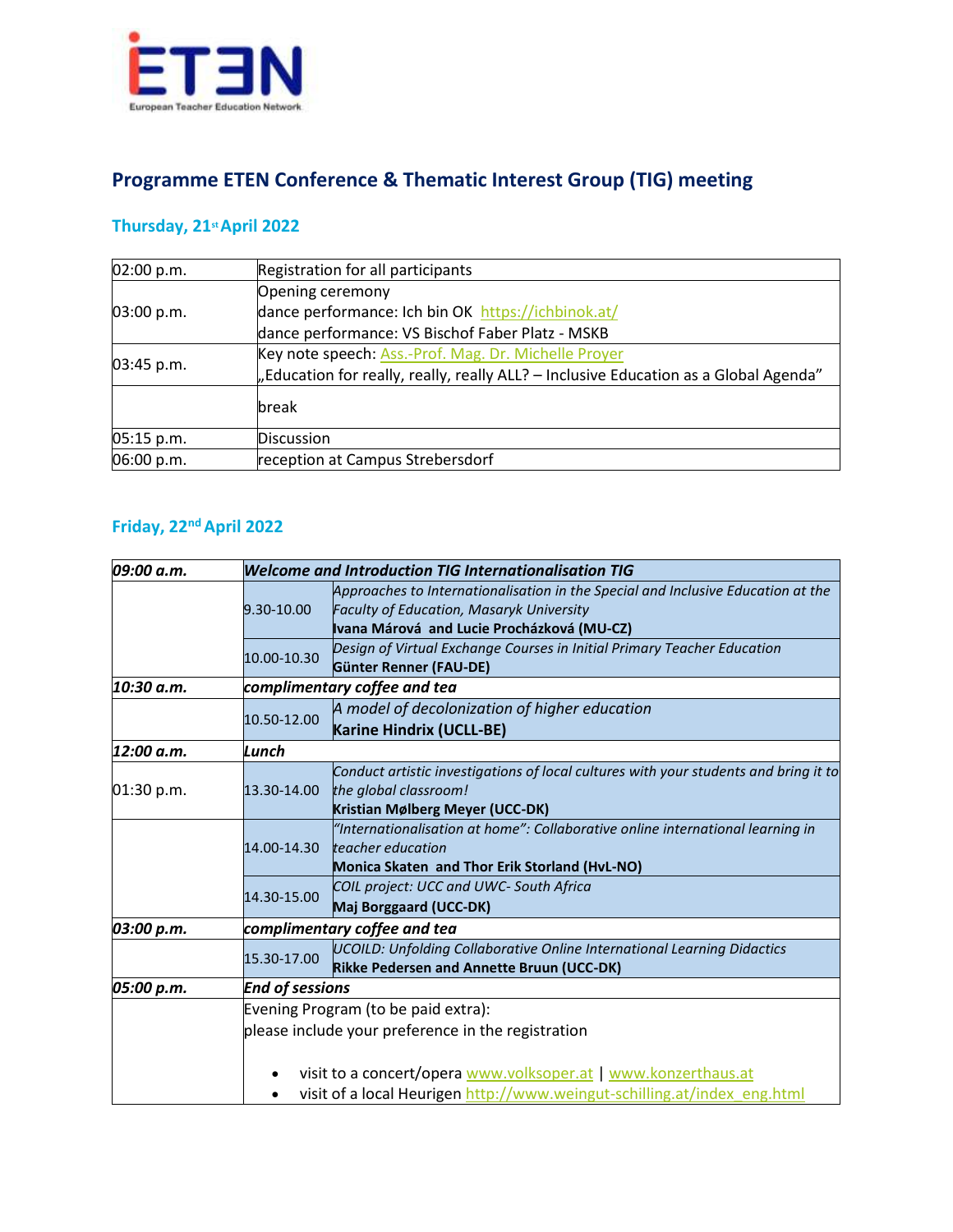ETEN
European Teacher Education Network

## Programme ETEN Conference & Thematic Interest Group (TIG) meeting

### Thursday, 21st April 2022

| | |
|---|---|
| 02:00 p.m. | Registration for all participants |
| 03:00 p.m. | Opening ceremony<br>dance performance: Ich bin OK https://ichbinok.at/<br>dance performance: VS Bischof Faber Platz - MSKB |
| 03:45 p.m. | Key note speech: Ass.-Prof. Mag. Dr. Michelle Proyer<br>„Education for really, really, really ALL? – Inclusive Education as a Global Agenda" |
| | break |
| 05:15 p.m. | Discussion |
| 06:00 p.m. | reception at Campus Strebersdorf |

### Friday, 22nd April 2022

| | | |
|---|---|---|
| ***09:00 a.m.*** | ***Welcome and Introduction TIG Internationalisation TIG*** | |
| | 9.30-10.00 | *Approaches to Internationalisation in the Special and Inclusive Education at the Faculty of Education, Masaryk University*<br>**Ivana Márová and Lucie Procházková (MU-CZ)** |
| | 10.00-10.30 | *Design of Virtual Exchange Courses in Initial Primary Teacher Education*<br>**Günter Renner (FAU-DE)** |
| ***10:30 a.m.*** | ***complimentary coffee and tea*** | |
| | 10.50-12.00 | *A model of decolonization of higher education*<br>**Karine Hindrix (UCLL-BE)** |
| ***12:00 a.m.*** | ***Lunch*** | |
| 01:30 p.m. | 13.30-14.00 | *Conduct artistic investigations of local cultures with your students and bring it to the global classroom!*<br>**Kristian Mølberg Meyer (UCC-DK)** |
| | 14.00-14.30 | *"Internationalisation at home": Collaborative online international learning in teacher education*<br>**Monica Skaten and Thor Erik Storland (HvL-NO)** |
| | 14.30-15.00 | *COIL project: UCC and UWC- South Africa*<br>**Maj Borggaard (UCC-DK)** |
| ***03:00 p.m.*** | ***complimentary coffee and tea*** | |
| | 15.30-17.00 | *UCOILD: Unfolding Collaborative Online International Learning Didactics*<br>**Rikke Pedersen and Annette Bruun (UCC-DK)** |
| ***05:00 p.m.*** | ***End of sessions*** | |
| | Evening Program (to be paid extra):<br>please include your preference in the registration<br>• visit to a concert/opera www.volksoper.at \| www.konzerthaus.at<br>• visit of a local Heurigen http://www.weingut-schilling.at/index_eng.html | |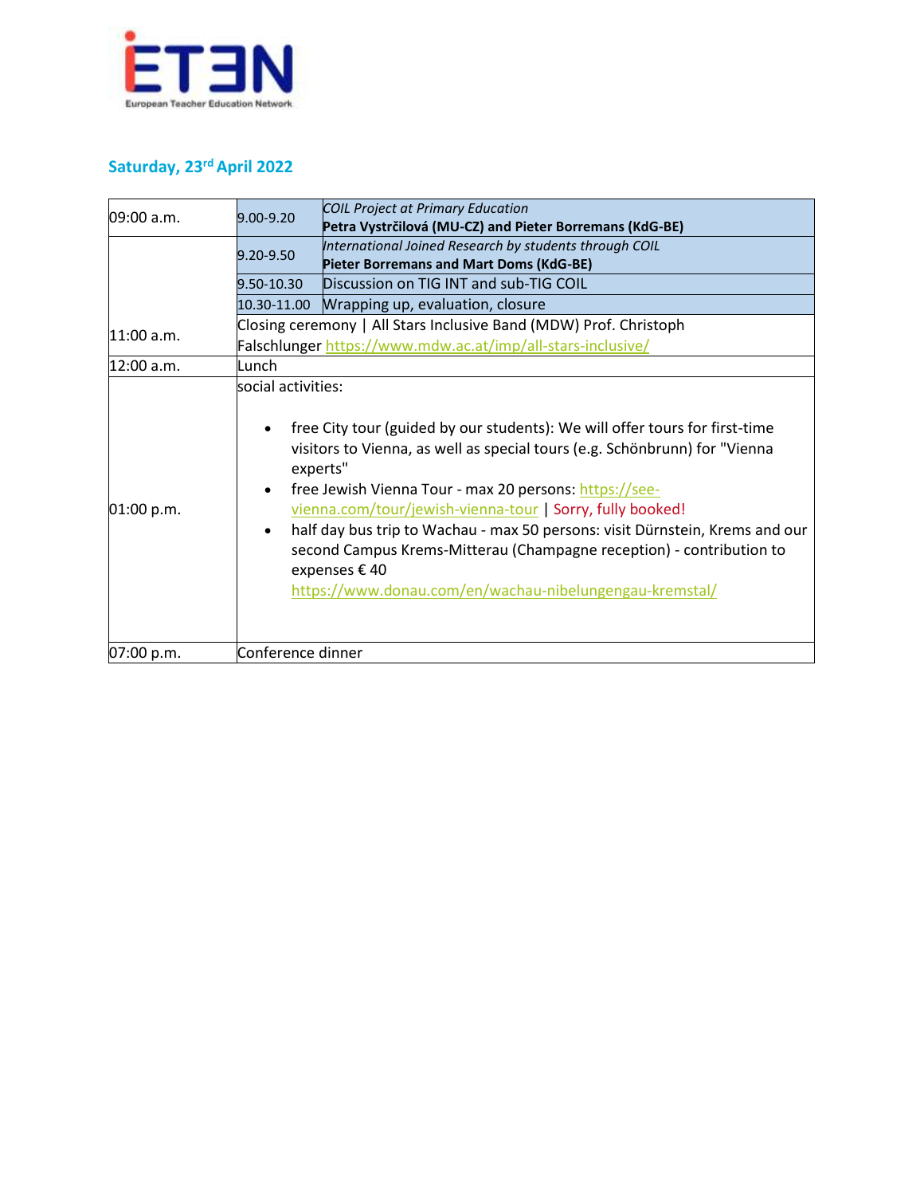## Saturday, 23rd April 2022

| | | |
|---|---|---|
| 09:00 a.m. | 9.00-9.20 | *COIL Project at Primary Education* **Petra Vystrčilová (MU-CZ) and Pieter Borremans (KdG-BE)** |
| | 9.20-9.50 | *International Joined Research by students through COIL* **Pieter Borremans and Mart Doms (KdG-BE)** |
| | 9.50-10.30 | Discussion on TIG INT and sub-TIG COIL |
| | 10.30-11.00 | Wrapping up, evaluation, closure |
| 11:00 a.m. | Closing ceremony \| All Stars Inclusive Band (MDW) Prof. Christoph Falschlunger https://www.mdw.ac.at/imp/all-stars-inclusive/ | |
| 12:00 a.m. | Lunch | |
| 01:00 p.m. | social activities:<br>• free City tour (guided by our students): We will offer tours for first-time visitors to Vienna, as well as special tours (e.g. Schönbrunn) for "Vienna experts"<br>• free Jewish Vienna Tour - max 20 persons: https://see-vienna.com/tour/jewish-vienna-tour \| Sorry, fully booked!<br>• half day bus trip to Wachau - max 50 persons: visit Dürnstein, Krems and our second Campus Krems-Mitterau (Champagne reception) - contribution to expenses € 40 https://www.donau.com/en/wachau-nibelungengau-kremstal/ | |
| 07:00 p.m. | Conference dinner | |